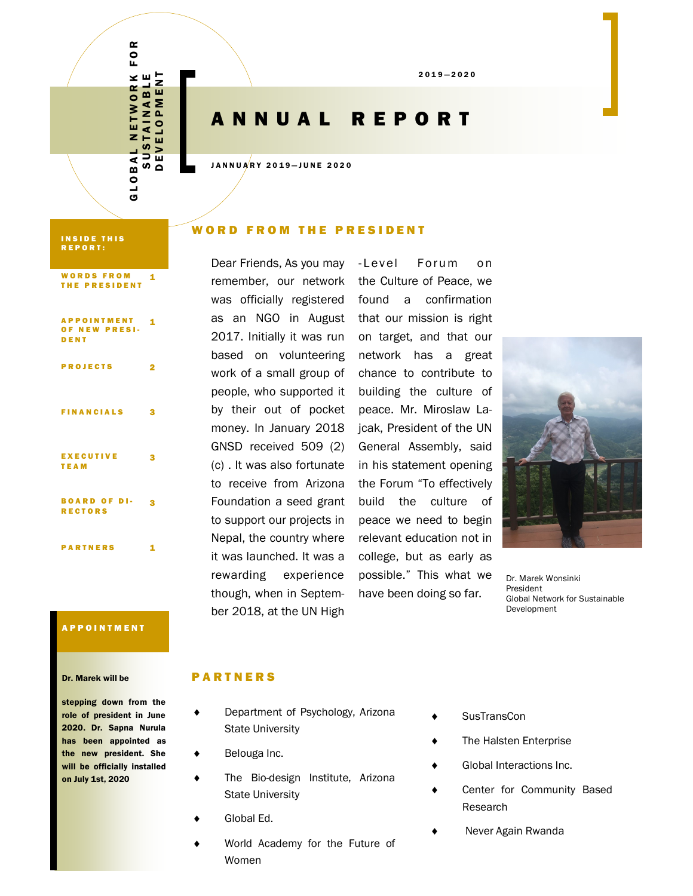GLOBAL NETWORK FOR SUSTAINABLE DEVELOPMENT

2019—2020

# ANNUAL REPORT

JANNUARY 2019—JUNE 2020

**INSIDE THIS REPORT:**

| | |
|---|---|
| WORDS FROM THE PRESIDENT | 1 |
| APPOINTMENT OF NEW PRESIDENT | 1 |
| PROJECTS | 2 |
| FINANCIALS | 3 |
| EXECUTIVE TEAM | 3 |
| BOARD OF DIRECTORS | 3 |
| PARTNERS | 1 |

## WORD FROM THE PRESIDENT

Dear Friends, As you may remember, our network was officially registered as an NGO in August 2017. Initially it was run based on volunteering work of a small group of people, who supported it by their out of pocket money. In January 2018 GNSD received 509 (2) (c) . It was also fortunate to receive from Arizona Foundation a seed grant to support our projects in Nepal, the country where it was launched. It was a rewarding experience though, when in September 2018, at the UN High-Level Forum on the Culture of Peace, we found a confirmation that our mission is right on target, and that our network has a great chance to contribute to building the culture of peace. Mr. Miroslaw Lajcak, President of the UN General Assembly, said in his statement opening the Forum "To effectively build the culture of peace we need to begin relevant education not in college, but as early as possible." This what we have been doing so far.

Dr. Marek Wonsinki
President
Global Network for Sustainable Development

## APPOINTMENT

**Dr. Marek will be stepping down from the role of president in June 2020. Dr. Sapna Nurula has been appointed as the new president. She will be officially installed on July 1st, 2020**

## PARTNERS

- Department of Psychology, Arizona State University
- Belouga Inc.
- The Bio-design Institute, Arizona State University
- Global Ed.
- World Academy for the Future of Women
- SusTransCon
- The Halsten Enterprise
- Global Interactions Inc.
- Center for Community Based Research
- Never Again Rwanda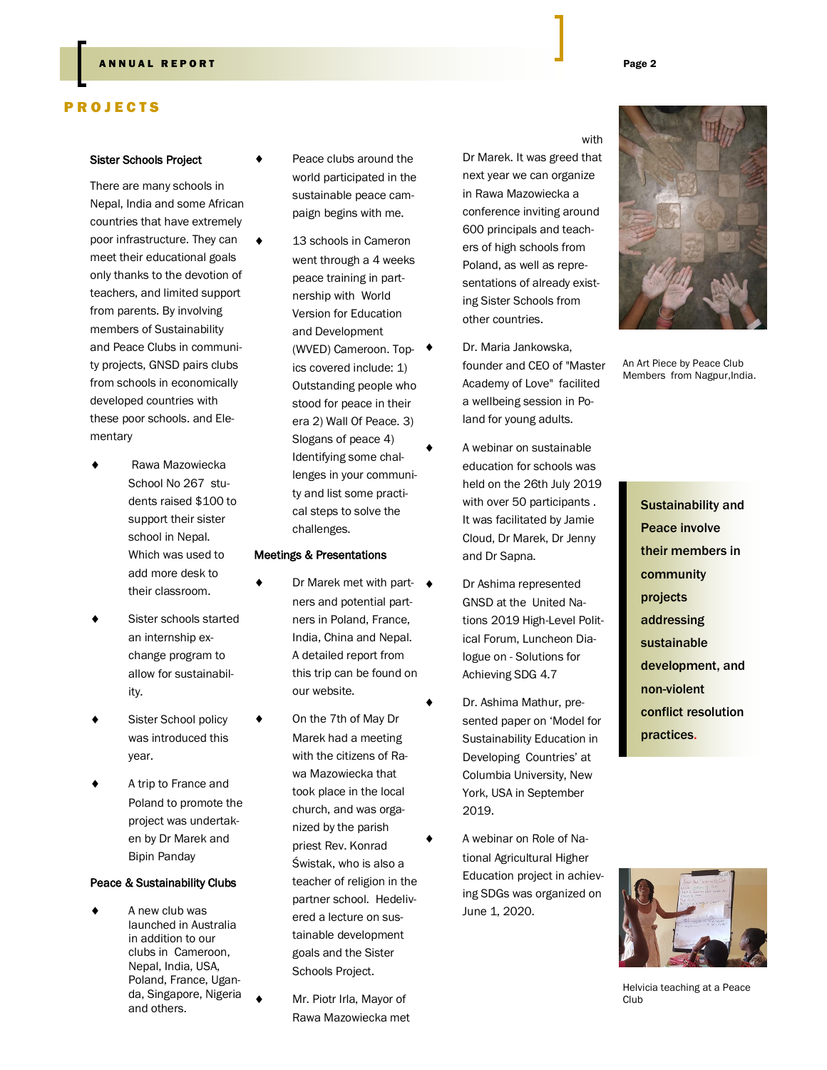# PROJECTS

### Sister Schools Project

There are many schools in Nepal, India and some African countries that have extremely poor infrastructure. They can meet their educational goals only thanks to the devotion of teachers, and limited support from parents. By involving members of Sustainability and Peace Clubs in community projects, GNSD pairs clubs from schools in economically developed countries with these poor schools. and Elementary

- Rawa Mazowiecka School No 267 students raised $100 to support their sister school in Nepal. Which was used to add more desk to their classroom.
- Sister schools started an internship exchange program to allow for sustainability.
- Sister School policy was introduced this year.
- A trip to France and Poland to promote the project was undertaken by Dr Marek and Bipin Panday

### Peace & Sustainability Clubs

- A new club was launched in Australia in addition to our clubs in Cameroon, Nepal, India, USA, Poland, France, Uganda, Singapore, Nigeria and others.
- Peace clubs around the world participated in the sustainable peace campaign begins with me.
- 13 schools in Cameron went through a 4 weeks peace training in partnership with World Version for Education and Development (WVED) Cameroon. Topics covered include: 1) Outstanding people who stood for peace in their era 2) Wall Of Peace. 3) Slogans of peace 4) Identifying some challenges in your community and list some practical steps to solve the challenges.

### Meetings & Presentations

- Dr Marek met with partners and potential partners in Poland, France, India, China and Nepal. A detailed report from this trip can be found on our website.
- On the 7th of May Dr Marek had a meeting with the citizens of Rawa Mazowiecka that took place in the local church, and was organized by the parish priest Rev. Konrad Świstak, who is also a teacher of religion in the partner school. Hedelivered a lecture on sustainable development goals and the Sister Schools Project.
- Mr. Piotr Irla, Mayor of Rawa Mazowiecka met with Dr Marek. It was greed that next year we can organize in Rawa Mazowiecka a conference inviting around 600 principals and teachers of high schools from Poland, as well as representations of already existing Sister Schools from other countries.
- Dr. Maria Jankowska, founder and CEO of "Master Academy of Love" facilited a wellbeing session in Poland for young adults.
- A webinar on sustainable education for schools was held on the 26th July 2019 with over 50 participants . It was facilitated by Jamie Cloud, Dr Marek, Dr Jenny and Dr Sapna.
- Dr Ashima represented GNSD at the United Nations 2019 High-Level Political Forum, Luncheon Dialogue on - Solutions for Achieving SDG 4.7
- Dr. Ashima Mathur, presented paper on 'Model for Sustainability Education in Developing Countries' at Columbia University, New York, USA in September 2019.
- A webinar on Role of National Agricultural Higher Education project in achieving SDGs was organized on June 1, 2020.

An Art Piece by Peace Club Members from Nagpur,India.

**Sustainability and Peace involve their members in community projects addressing sustainable development, and non-violent conflict resolution practices.**

Helvicia teaching at a Peace Club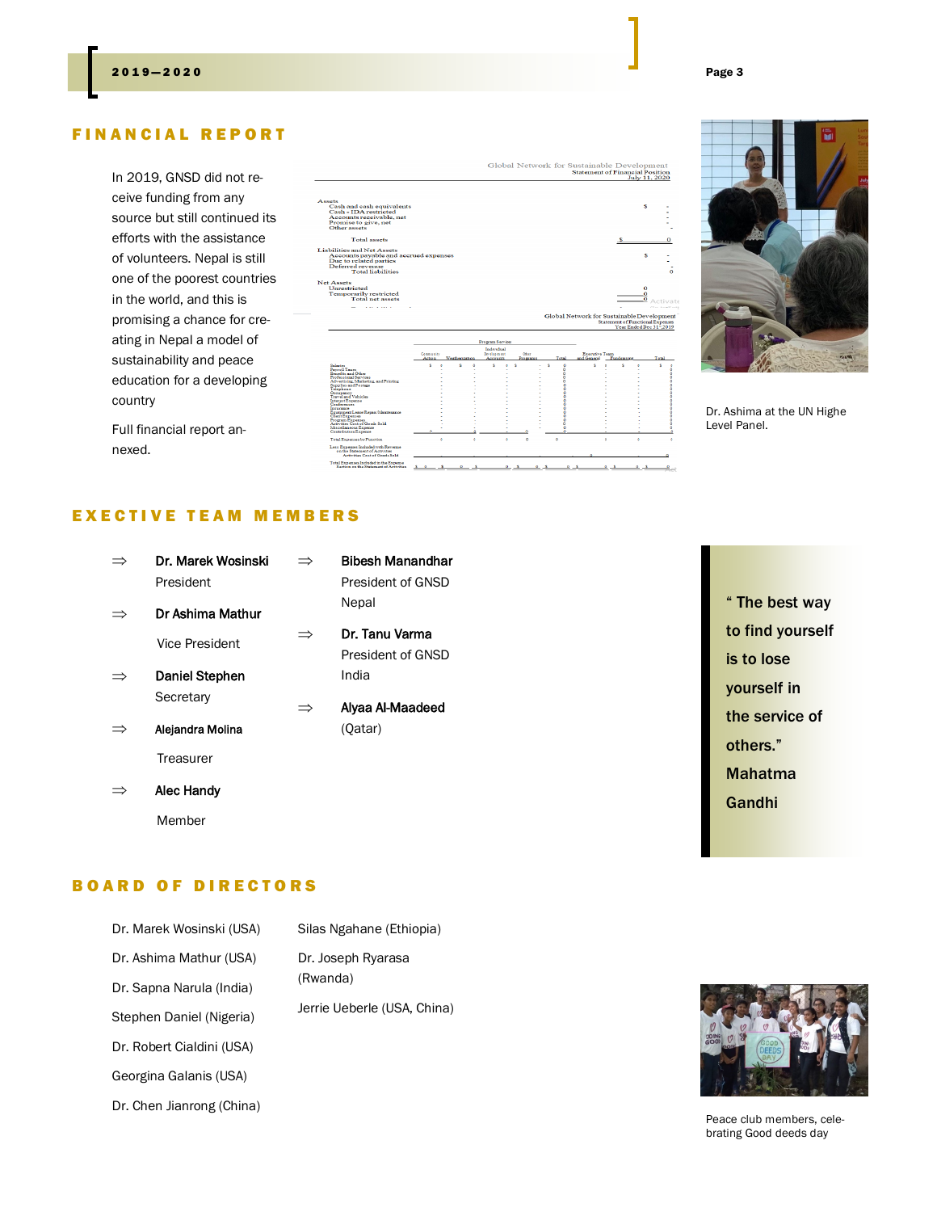## FINANCIAL REPORT

In 2019, GNSD did not receive funding from any source but still continued its efforts with the assistance of volunteers. Nepal is still one of the poorest countries in the world, and this is promising a chance for creating in Nepal a model of sustainability and peace education for a developing country

Full financial report annexed.

Dr. Ashima at the UN Highe Level Panel.

## EXECTIVE TEAM MEMBERS

- **Dr. Marek Wosinski**
  President
- **Dr Ashima Mathur**
  Vice President
- **Daniel Stephen**
  Secretary
- **Alejandra Molina**
  Treasurer
- **Alec Handy**
  Member
- **Bibesh Manandhar**
  President of GNSD Nepal
- **Dr. Tanu Varma**
  President of GNSD India
- **Alyaa Al-Maadeed**
  (Qatar)

**" The best way to find yourself is to lose yourself in the service of others." Mahatma Gandhi**

## BOARD OF DIRECTORS

Dr. Marek Wosinski (USA)

Dr. Ashima Mathur (USA)

Dr. Sapna Narula (India)

Stephen Daniel (Nigeria)

Dr. Robert Cialdini (USA)

Georgina Galanis (USA)

Dr. Chen Jianrong (China)

Silas Ngahane (Ethiopia)

Dr. Joseph Ryarasa (Rwanda)

Jerrie Ueberle (USA, China)

Peace club members, celebrating Good deeds day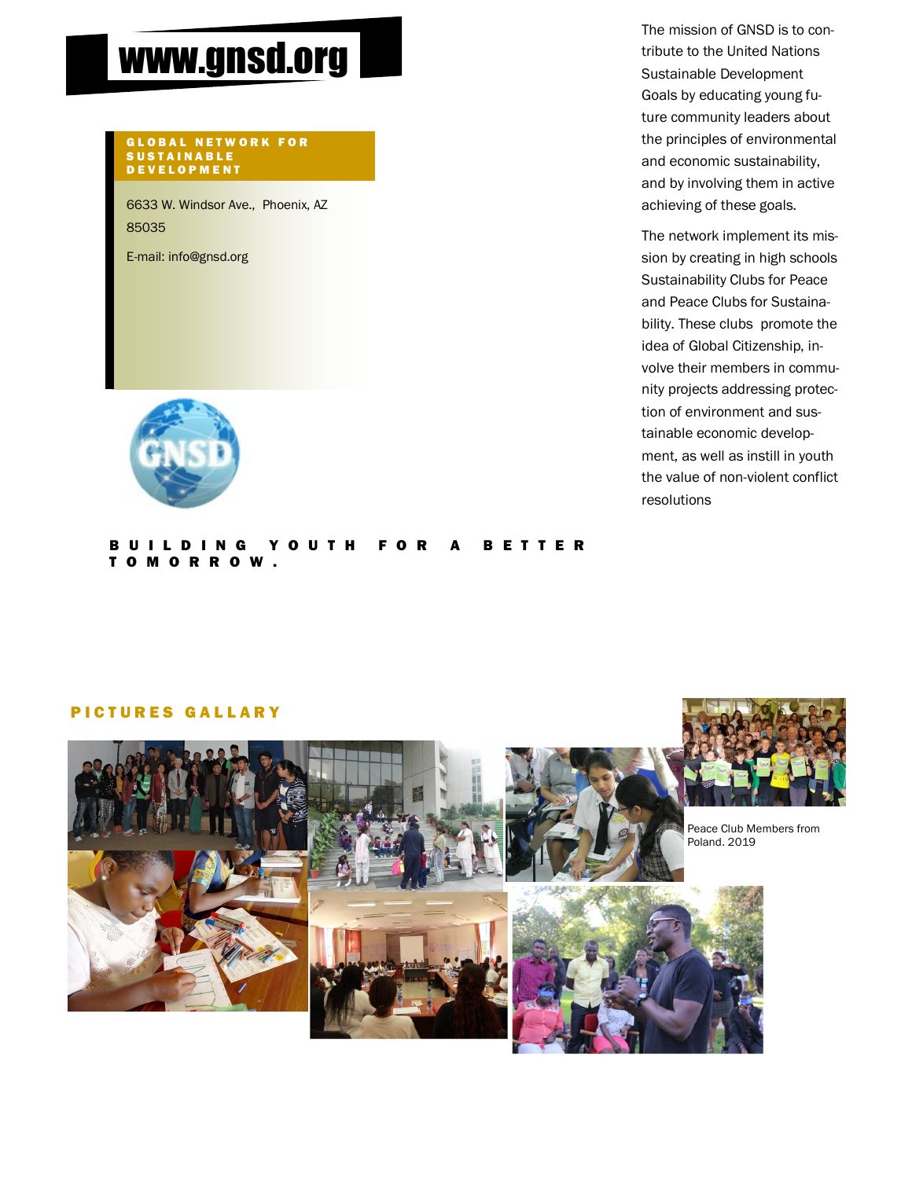# www.gnsd.org

**GLOBAL NETWORK FOR SUSTAINABLE DEVELOPMENT**

6633 W. Windsor Ave., Phoenix, AZ 85035

E-mail: info@gnsd.org

GNSD

BUILDING YOUTH FOR A BETTER TOMORROW.

The mission of GNSD is to contribute to the United Nations Sustainable Development Goals by educating young future community leaders about the principles of environmental and economic sustainability, and by involving them in active achieving of these goals.

The network implement its mission by creating in high schools Sustainability Clubs for Peace and Peace Clubs for Sustainability. These clubs promote the idea of Global Citizenship, involve their members in community projects addressing protection of environment and sustainable economic development, as well as instill in youth the value of non-violent conflict resolutions

## PICTURES GALLARY

Peace Club Members from Poland. 2019